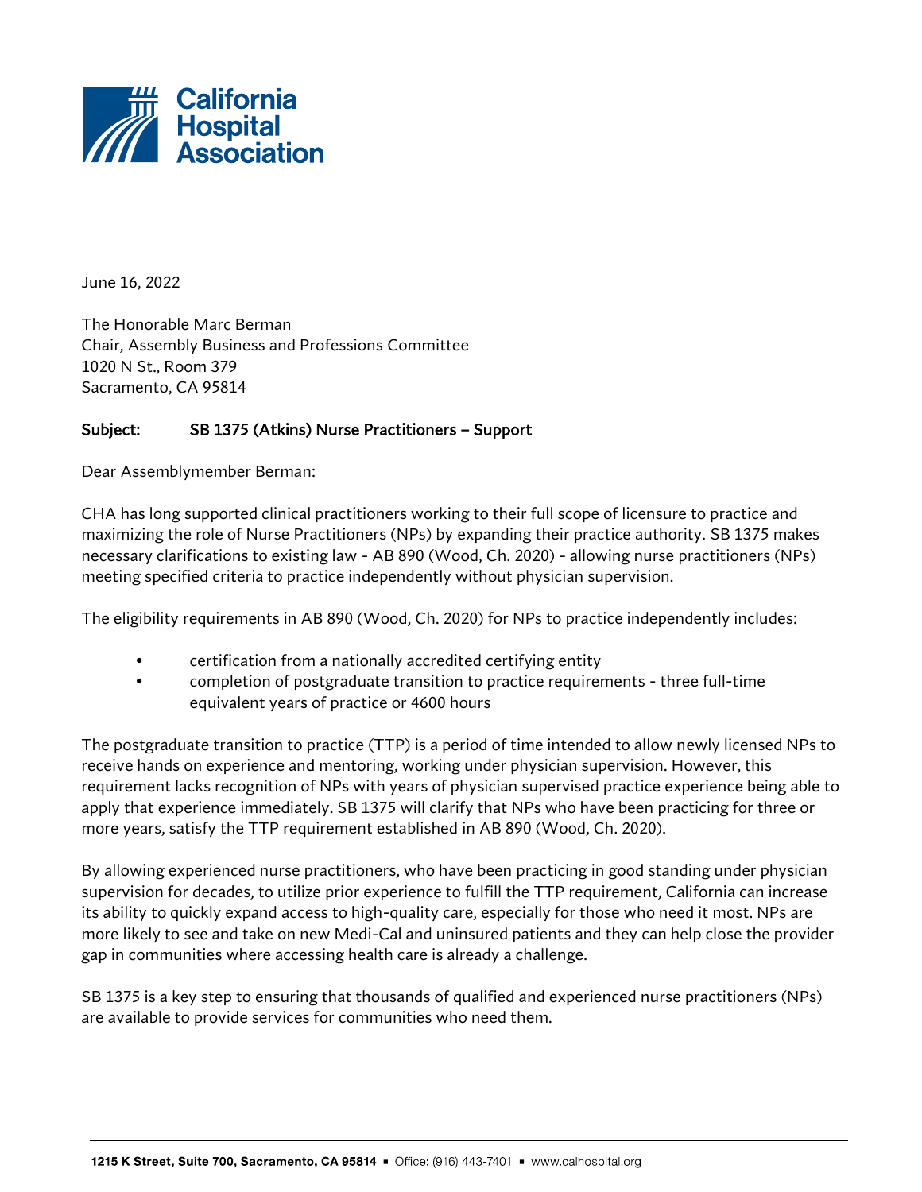California Hospital Association

June 16, 2022

The Honorable Marc Berman
Chair, Assembly Business and Professions Committee
1020 N St., Room 379
Sacramento, CA 95814

**Subject: SB 1375 (Atkins) Nurse Practitioners – Support**

Dear Assemblymember Berman:

CHA has long supported clinical practitioners working to their full scope of licensure to practice and maximizing the role of Nurse Practitioners (NPs) by expanding their practice authority. SB 1375 makes necessary clarifications to existing law - AB 890 (Wood, Ch. 2020) - allowing nurse practitioners (NPs) meeting specified criteria to practice independently without physician supervision.

The eligibility requirements in AB 890 (Wood, Ch. 2020) for NPs to practice independently includes:

- certification from a nationally accredited certifying entity
- completion of postgraduate transition to practice requirements - three full-time equivalent years of practice or 4600 hours

The postgraduate transition to practice (TTP) is a period of time intended to allow newly licensed NPs to receive hands on experience and mentoring, working under physician supervision. However, this requirement lacks recognition of NPs with years of physician supervised practice experience being able to apply that experience immediately. SB 1375 will clarify that NPs who have been practicing for three or more years, satisfy the TTP requirement established in AB 890 (Wood, Ch. 2020).

By allowing experienced nurse practitioners, who have been practicing in good standing under physician supervision for decades, to utilize prior experience to fulfill the TTP requirement, California can increase its ability to quickly expand access to high-quality care, especially for those who need it most. NPs are more likely to see and take on new Medi-Cal and uninsured patients and they can help close the provider gap in communities where accessing health care is already a challenge.

SB 1375 is a key step to ensuring that thousands of qualified and experienced nurse practitioners (NPs) are available to provide services for communities who need them.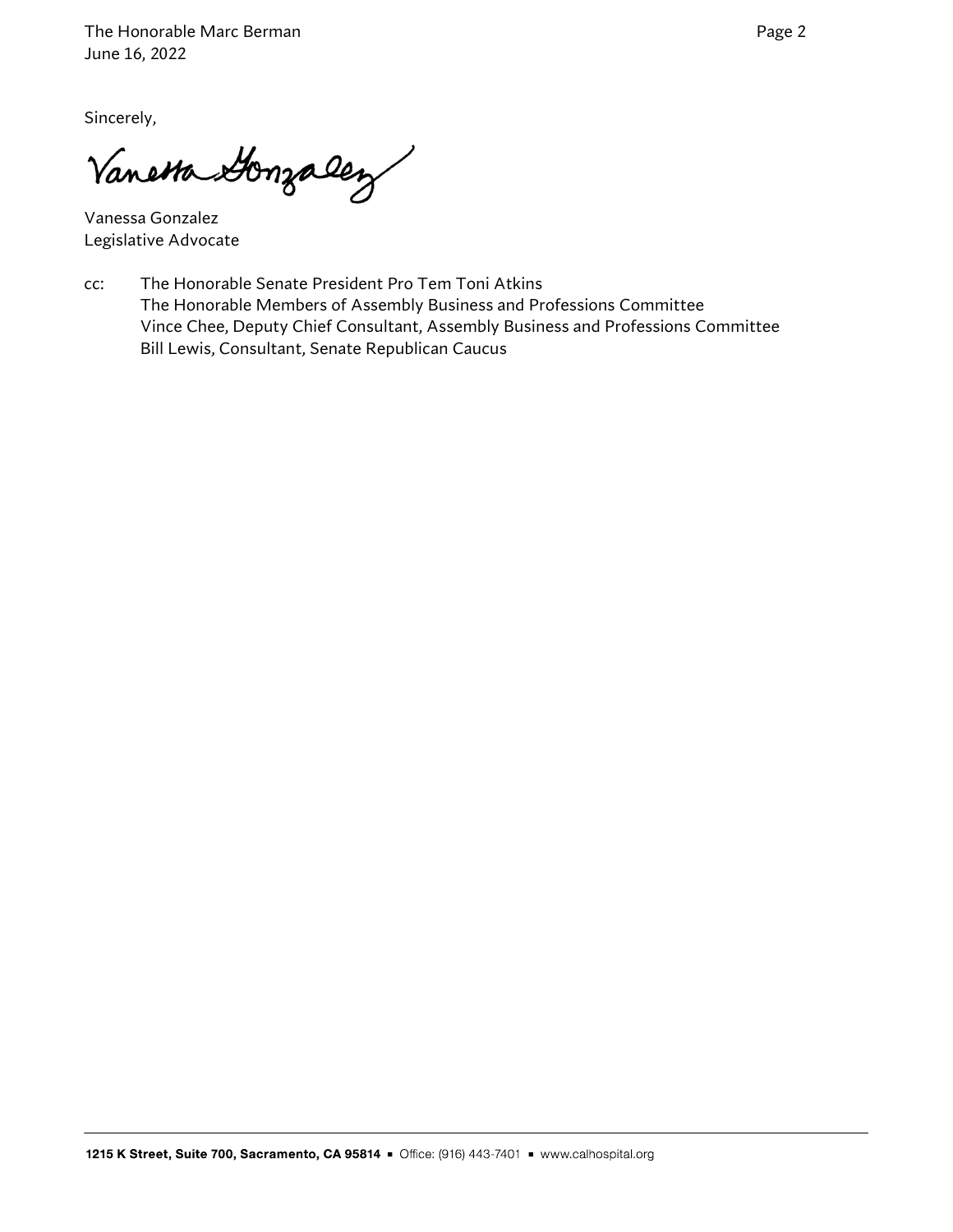Sincerely,

Vanessa Gonzalez
Legislative Advocate

cc: The Honorable Senate President Pro Tem Toni Atkins
The Honorable Members of Assembly Business and Professions Committee
Vince Chee, Deputy Chief Consultant, Assembly Business and Professions Committee
Bill Lewis, Consultant, Senate Republican Caucus